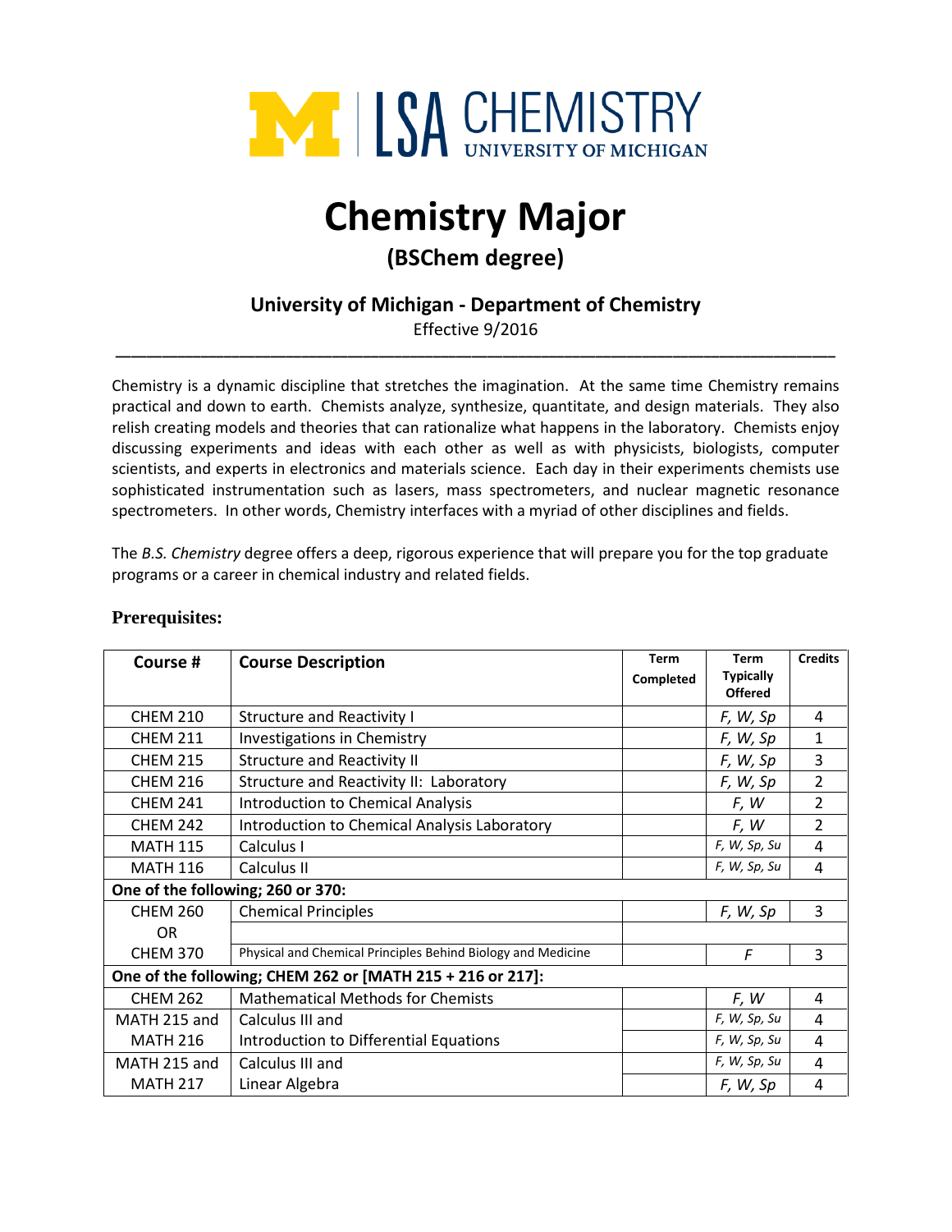LSA CHEMISTRY
UNIVERSITY OF MICHIGAN

# Chemistry Major

## (BSChem degree)

### University of Michigan - Department of Chemistry

Effective 9/2016

---

Chemistry is a dynamic discipline that stretches the imagination. At the same time Chemistry remains practical and down to earth. Chemists analyze, synthesize, quantitate, and design materials. They also relish creating models and theories that can rationalize what happens in the laboratory. Chemists enjoy discussing experiments and ideas with each other as well as with physicists, biologists, computer scientists, and experts in electronics and materials science. Each day in their experiments chemists use sophisticated instrumentation such as lasers, mass spectrometers, and nuclear magnetic resonance spectrometers. In other words, Chemistry interfaces with a myriad of other disciplines and fields.

The *B.S. Chemistry* degree offers a deep, rigorous experience that will prepare you for the top graduate programs or a career in chemical industry and related fields.

**Prerequisites:**

| Course # | Course Description | Term Completed | Term Typically Offered | Credits |
|---|---|---|---|---|
| CHEM 210 | Structure and Reactivity I | | *F, W, Sp* | 4 |
| CHEM 211 | Investigations in Chemistry | | *F, W, Sp* | 1 |
| CHEM 215 | Structure and Reactivity II | | *F, W, Sp* | 3 |
| CHEM 216 | Structure and Reactivity II: Laboratory | | *F, W, Sp* | 2 |
| CHEM 241 | Introduction to Chemical Analysis | | *F, W* | 2 |
| CHEM 242 | Introduction to Chemical Analysis Laboratory | | *F, W* | 2 |
| MATH 115 | Calculus I | | *F, W, Sp, Su* | 4 |
| MATH 116 | Calculus II | | *F, W, Sp, Su* | 4 |
| **One of the following; 260 or 370:** | | | | |
| CHEM 260 | Chemical Principles | | *F, W, Sp* | 3 |
| OR | | | | |
| CHEM 370 | Physical and Chemical Principles Behind Biology and Medicine | | *F* | 3 |
| **One of the following; CHEM 262 or [MATH 215 + 216 or 217]:** | | | | |
| CHEM 262 | Mathematical Methods for Chemists | | *F, W* | 4 |
| MATH 215 and | Calculus III and | | *F, W, Sp, Su* | 4 |
| MATH 216 | Introduction to Differential Equations | | *F, W, Sp, Su* | 4 |
| MATH 215 and | Calculus III and | | *F, W, Sp, Su* | 4 |
| MATH 217 | Linear Algebra | | *F, W, Sp* | 4 |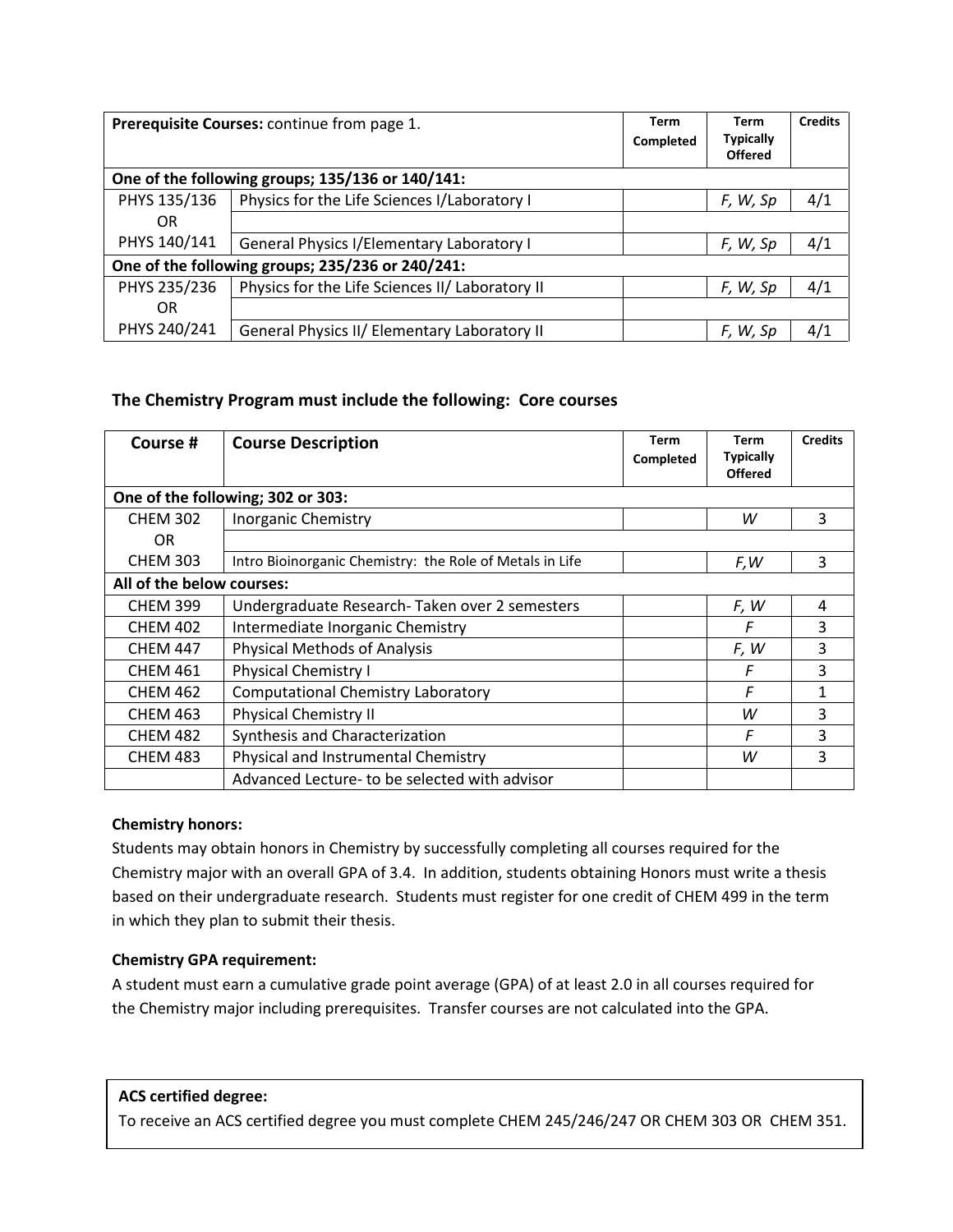| Prerequisite Courses: continue from page 1. | | Term Completed | Term Typically Offered | Credits |
|---|---|---|---|---|
| **One of the following groups; 135/136 or 140/141:** | | | | |
| PHYS 135/136 | Physics for the Life Sciences I/Laboratory I | | *F, W, Sp* | 4/1 |
| OR | | | | |
| PHYS 140/141 | General Physics I/Elementary Laboratory I | | *F, W, Sp* | 4/1 |
| **One of the following groups; 235/236 or 240/241:** | | | | |
| PHYS 235/236 | Physics for the Life Sciences II/ Laboratory II | | *F, W, Sp* | 4/1 |
| OR | | | | |
| PHYS 240/241 | General Physics II/ Elementary Laboratory II | | *F, W, Sp* | 4/1 |

### The Chemistry Program must include the following: Core courses

| Course # | Course Description | Term Completed | Term Typically Offered | Credits |
|---|---|---|---|---|
| **One of the following; 302 or 303:** | | | | |
| CHEM 302 | Inorganic Chemistry | | *W* | 3 |
| OR | | | | |
| CHEM 303 | Intro Bioinorganic Chemistry: the Role of Metals in Life | | *F,W* | 3 |
| **All of the below courses:** | | | | |
| CHEM 399 | Undergraduate Research- Taken over 2 semesters | | *F, W* | 4 |
| CHEM 402 | Intermediate Inorganic Chemistry | | *F* | 3 |
| CHEM 447 | Physical Methods of Analysis | | *F, W* | 3 |
| CHEM 461 | Physical Chemistry I | | *F* | 3 |
| CHEM 462 | Computational Chemistry Laboratory | | *F* | 1 |
| CHEM 463 | Physical Chemistry II | | *W* | 3 |
| CHEM 482 | Synthesis and Characterization | | *F* | 3 |
| CHEM 483 | Physical and Instrumental Chemistry | | *W* | 3 |
| | Advanced Lecture- to be selected with advisor | | | |

**Chemistry honors:**

Students may obtain honors in Chemistry by successfully completing all courses required for the Chemistry major with an overall GPA of 3.4. In addition, students obtaining Honors must write a thesis based on their undergraduate research. Students must register for one credit of CHEM 499 in the term in which they plan to submit their thesis.

**Chemistry GPA requirement:**

A student must earn a cumulative grade point average (GPA) of at least 2.0 in all courses required for the Chemistry major including prerequisites. Transfer courses are not calculated into the GPA.

**ACS certified degree:**

To receive an ACS certified degree you must complete CHEM 245/246/247 OR CHEM 303 OR CHEM 351.